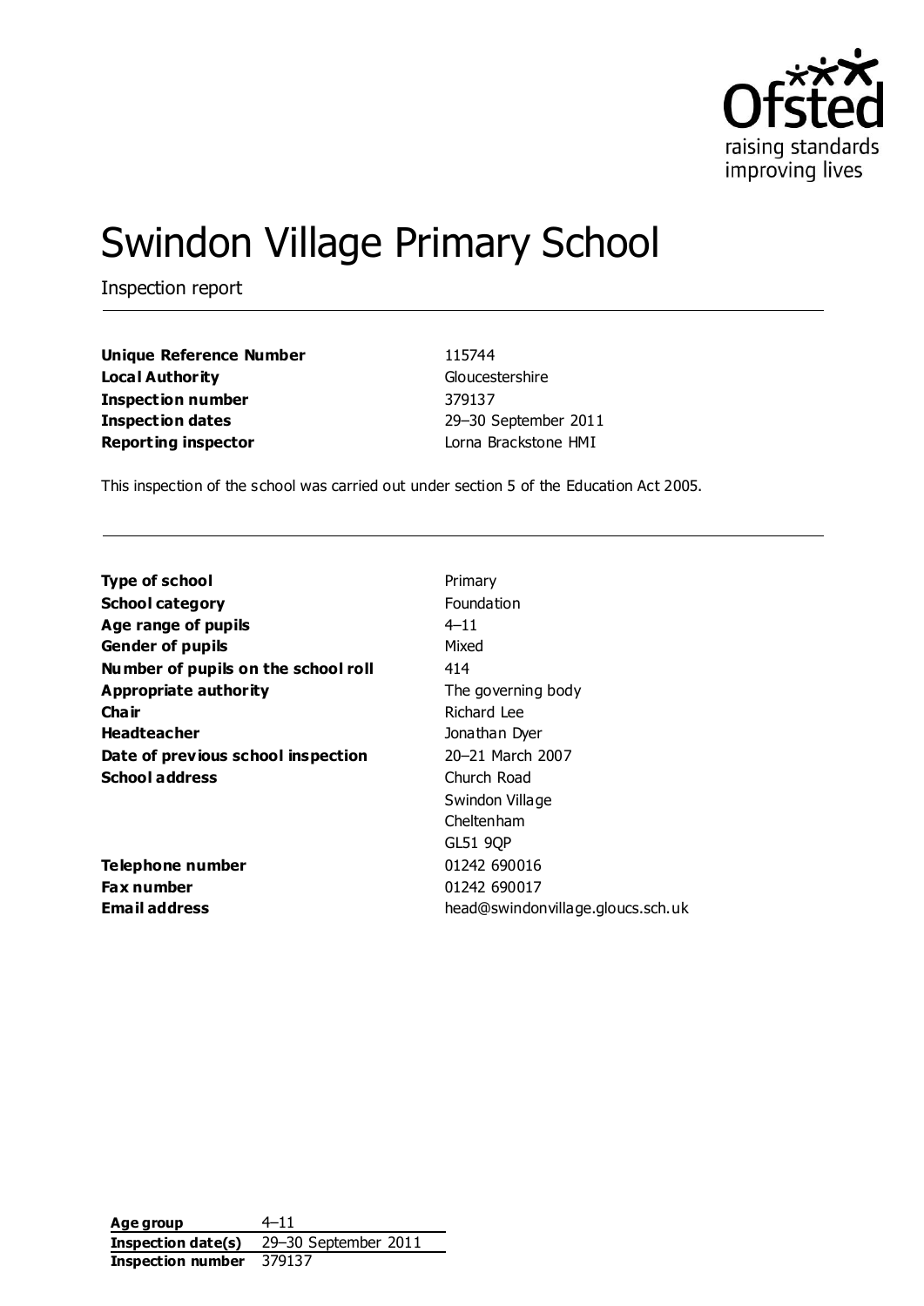# Swindon Village Primary School

Inspection report

| | |
|---|---|
| **Unique Reference Number** | 115744 |
| **Local Authority** | Gloucestershire |
| **Inspection number** | 379137 |
| **Inspection dates** | 29–30 September 2011 |
| **Reporting inspector** | Lorna Brackstone HMI |

This inspection of the school was carried out under section 5 of the Education Act 2005.

| | |
|---|---|
| **Type of school** | Primary |
| **School category** | Foundation |
| **Age range of pupils** | 4–11 |
| **Gender of pupils** | Mixed |
| **Number of pupils on the school roll** | 414 |
| **Appropriate authority** | The governing body |
| **Chair** | Richard Lee |
| **Headteacher** | Jonathan Dyer |
| **Date of previous school inspection** | 20–21 March 2007 |
| **School address** | Church Road<br>Swindon Village<br>Cheltenham<br>GL51 9QP |
| **Telephone number** | 01242 690016 |
| **Fax number** | 01242 690017 |
| **Email address** | head@swindonvillage.gloucs.sch.uk |

| | |
|---|---|
| **Age group** | 4–11 |
| **Inspection date(s)** | 29–30 September 2011 |
| **Inspection number** | 379137 |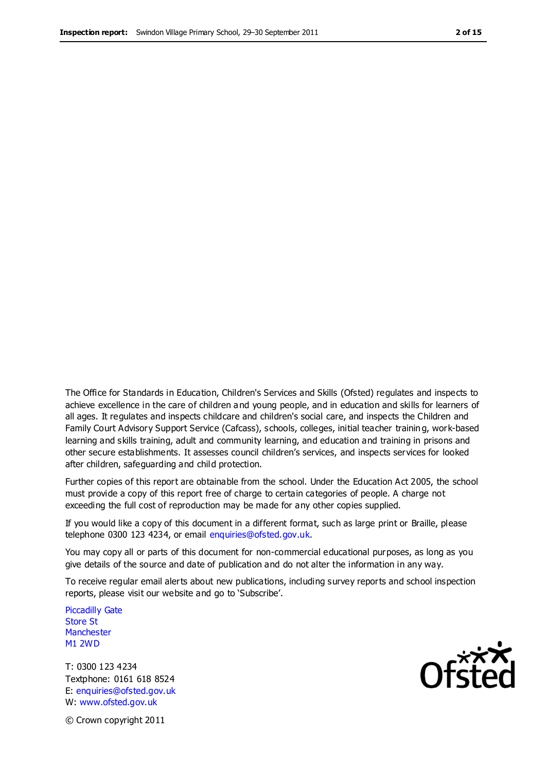The Office for Standards in Education, Children's Services and Skills (Ofsted) regulates and inspects to achieve excellence in the care of children and young people, and in education and skills for learners of all ages. It regulates and inspects childcare and children's social care, and inspects the Children and Family Court Advisory Support Service (Cafcass), schools, colleges, initial teacher training, work-based learning and skills training, adult and community learning, and education and training in prisons and other secure establishments. It assesses council children's services, and inspects services for looked after children, safeguarding and child protection.

Further copies of this report are obtainable from the school. Under the Education Act 2005, the school must provide a copy of this report free of charge to certain categories of people. A charge not exceeding the full cost of reproduction may be made for any other copies supplied.

If you would like a copy of this document in a different format, such as large print or Braille, please telephone 0300 123 4234, or email enquiries@ofsted.gov.uk.

You may copy all or parts of this document for non-commercial educational purposes, as long as you give details of the source and date of publication and do not alter the information in any way.

To receive regular email alerts about new publications, including survey reports and school inspection reports, please visit our website and go to 'Subscribe'.

Piccadilly Gate
Store St
Manchester
M1 2WD

T: 0300 123 4234
Textphone: 0161 618 8524
E: enquiries@ofsted.gov.uk
W: www.ofsted.gov.uk

© Crown copyright 2011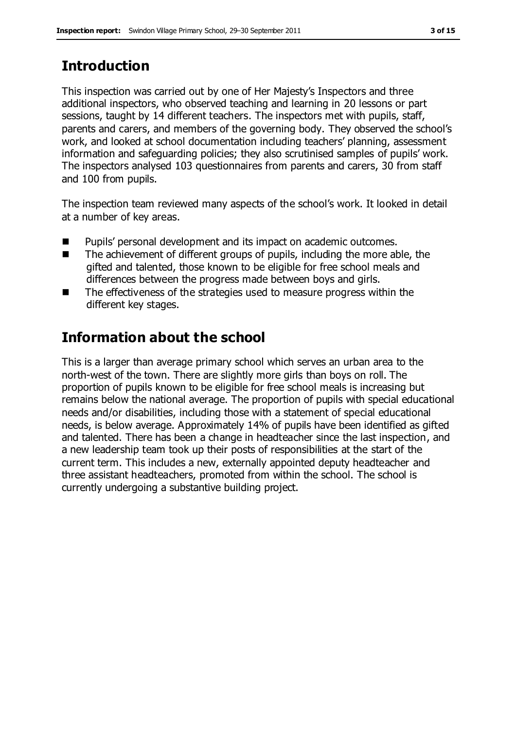## Introduction

This inspection was carried out by one of Her Majesty's Inspectors and three additional inspectors, who observed teaching and learning in 20 lessons or part sessions, taught by 14 different teachers. The inspectors met with pupils, staff, parents and carers, and members of the governing body. They observed the school's work, and looked at school documentation including teachers' planning, assessment information and safeguarding policies; they also scrutinised samples of pupils' work. The inspectors analysed 103 questionnaires from parents and carers, 30 from staff and 100 from pupils.

The inspection team reviewed many aspects of the school's work. It looked in detail at a number of key areas.

- Pupils' personal development and its impact on academic outcomes.
- The achievement of different groups of pupils, including the more able, the gifted and talented, those known to be eligible for free school meals and differences between the progress made between boys and girls.
- The effectiveness of the strategies used to measure progress within the different key stages.

## Information about the school

This is a larger than average primary school which serves an urban area to the north-west of the town. There are slightly more girls than boys on roll. The proportion of pupils known to be eligible for free school meals is increasing but remains below the national average. The proportion of pupils with special educational needs and/or disabilities, including those with a statement of special educational needs, is below average. Approximately 14% of pupils have been identified as gifted and talented. There has been a change in headteacher since the last inspection, and a new leadership team took up their posts of responsibilities at the start of the current term. This includes a new, externally appointed deputy headteacher and three assistant headteachers, promoted from within the school. The school is currently undergoing a substantive building project.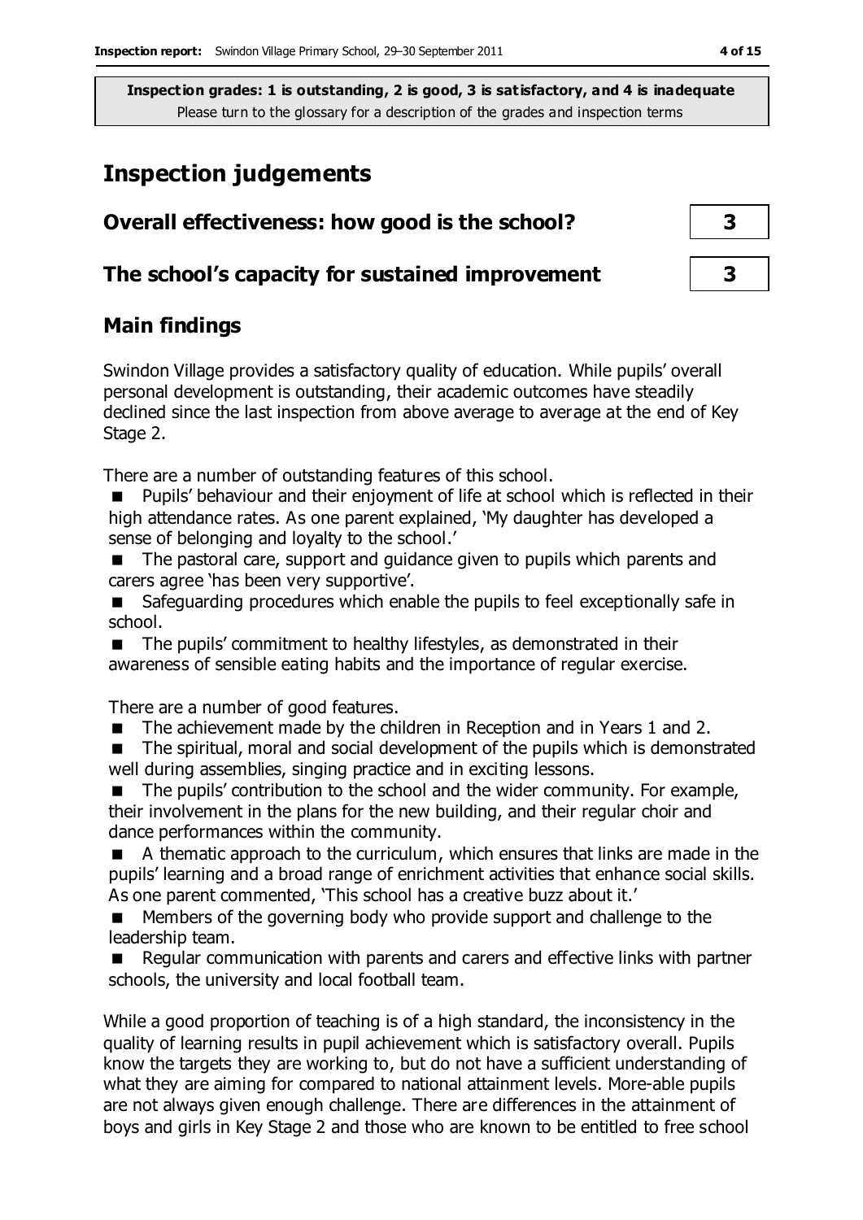**Inspection grades: 1 is outstanding, 2 is good, 3 is satisfactory, and 4 is inadequate**
Please turn to the glossary for a description of the grades and inspection terms

# Inspection judgements

## Overall effectiveness: how good is the school? 3

## The school's capacity for sustained improvement 3

## Main findings

Swindon Village provides a satisfactory quality of education. While pupils' overall personal development is outstanding, their academic outcomes have steadily declined since the last inspection from above average to average at the end of Key Stage 2.

There are a number of outstanding features of this school.

- Pupils' behaviour and their enjoyment of life at school which is reflected in their high attendance rates. As one parent explained, 'My daughter has developed a sense of belonging and loyalty to the school.'
- The pastoral care, support and guidance given to pupils which parents and carers agree 'has been very supportive'.
- Safeguarding procedures which enable the pupils to feel exceptionally safe in school.
- The pupils' commitment to healthy lifestyles, as demonstrated in their awareness of sensible eating habits and the importance of regular exercise.

There are a number of good features.

- The achievement made by the children in Reception and in Years 1 and 2.
- The spiritual, moral and social development of the pupils which is demonstrated well during assemblies, singing practice and in exciting lessons.
- The pupils' contribution to the school and the wider community. For example, their involvement in the plans for the new building, and their regular choir and dance performances within the community.
- A thematic approach to the curriculum, which ensures that links are made in the pupils' learning and a broad range of enrichment activities that enhance social skills. As one parent commented, 'This school has a creative buzz about it.'
- Members of the governing body who provide support and challenge to the leadership team.
- Regular communication with parents and carers and effective links with partner schools, the university and local football team.

While a good proportion of teaching is of a high standard, the inconsistency in the quality of learning results in pupil achievement which is satisfactory overall. Pupils know the targets they are working to, but do not have a sufficient understanding of what they are aiming for compared to national attainment levels. More-able pupils are not always given enough challenge. There are differences in the attainment of boys and girls in Key Stage 2 and those who are known to be entitled to free school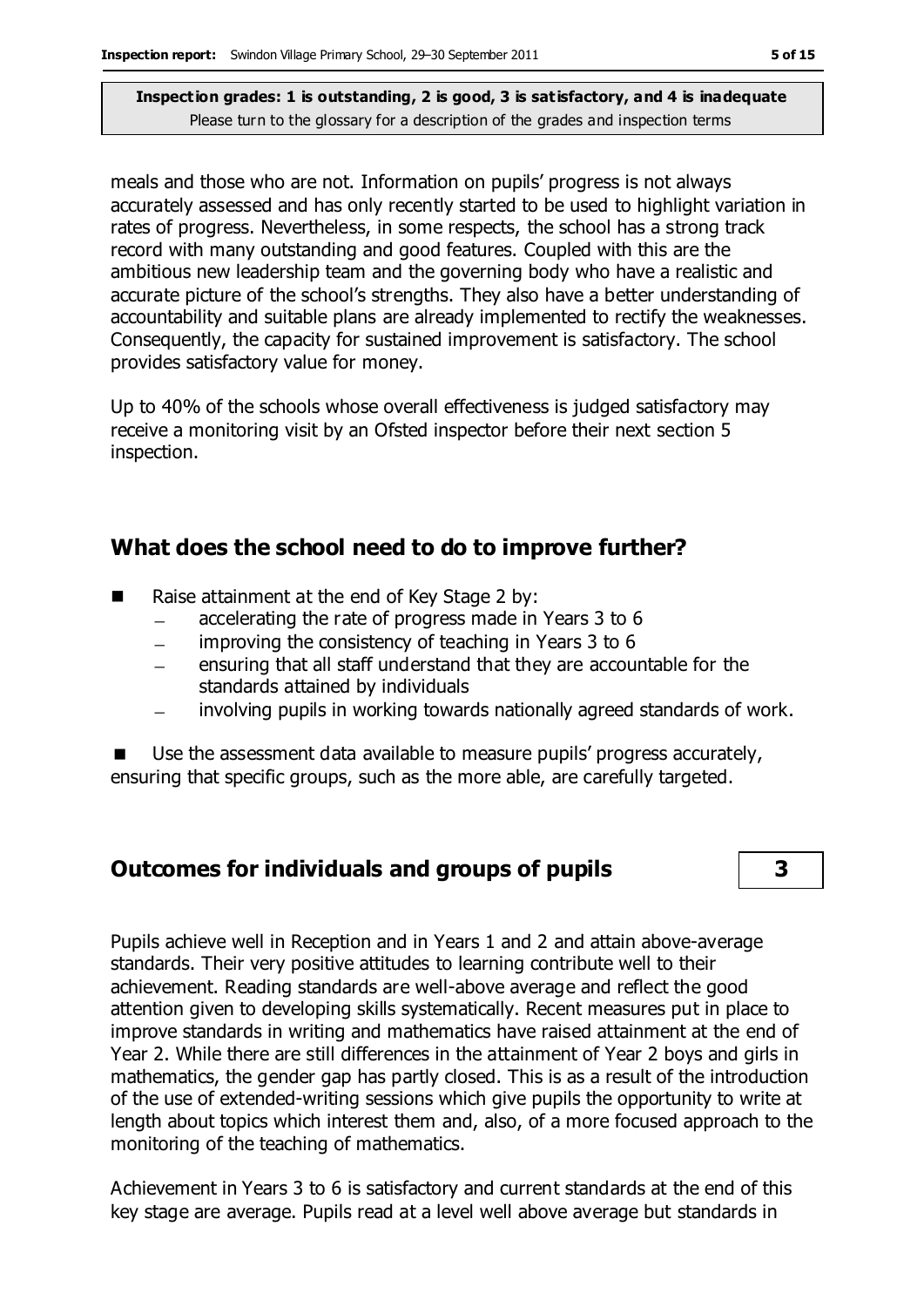meals and those who are not. Information on pupils' progress is not always accurately assessed and has only recently started to be used to highlight variation in rates of progress. Nevertheless, in some respects, the school has a strong track record with many outstanding and good features. Coupled with this are the ambitious new leadership team and the governing body who have a realistic and accurate picture of the school's strengths. They also have a better understanding of accountability and suitable plans are already implemented to rectify the weaknesses. Consequently, the capacity for sustained improvement is satisfactory. The school provides satisfactory value for money.

Up to 40% of the schools whose overall effectiveness is judged satisfactory may receive a monitoring visit by an Ofsted inspector before their next section 5 inspection.

## What does the school need to do to improve further?

- Raise attainment at the end of Key Stage 2 by:
  - accelerating the rate of progress made in Years 3 to 6
  - improving the consistency of teaching in Years 3 to 6
  - ensuring that all staff understand that they are accountable for the standards attained by individuals
  - involving pupils in working towards nationally agreed standards of work.
- Use the assessment data available to measure pupils' progress accurately, ensuring that specific groups, such as the more able, are carefully targeted.

## Outcomes for individuals and groups of pupils — 3

Pupils achieve well in Reception and in Years 1 and 2 and attain above-average standards. Their very positive attitudes to learning contribute well to their achievement. Reading standards are well-above average and reflect the good attention given to developing skills systematically. Recent measures put in place to improve standards in writing and mathematics have raised attainment at the end of Year 2. While there are still differences in the attainment of Year 2 boys and girls in mathematics, the gender gap has partly closed. This is as a result of the introduction of the use of extended-writing sessions which give pupils the opportunity to write at length about topics which interest them and, also, of a more focused approach to the monitoring of the teaching of mathematics.

Achievement in Years 3 to 6 is satisfactory and current standards at the end of this key stage are average. Pupils read at a level well above average but standards in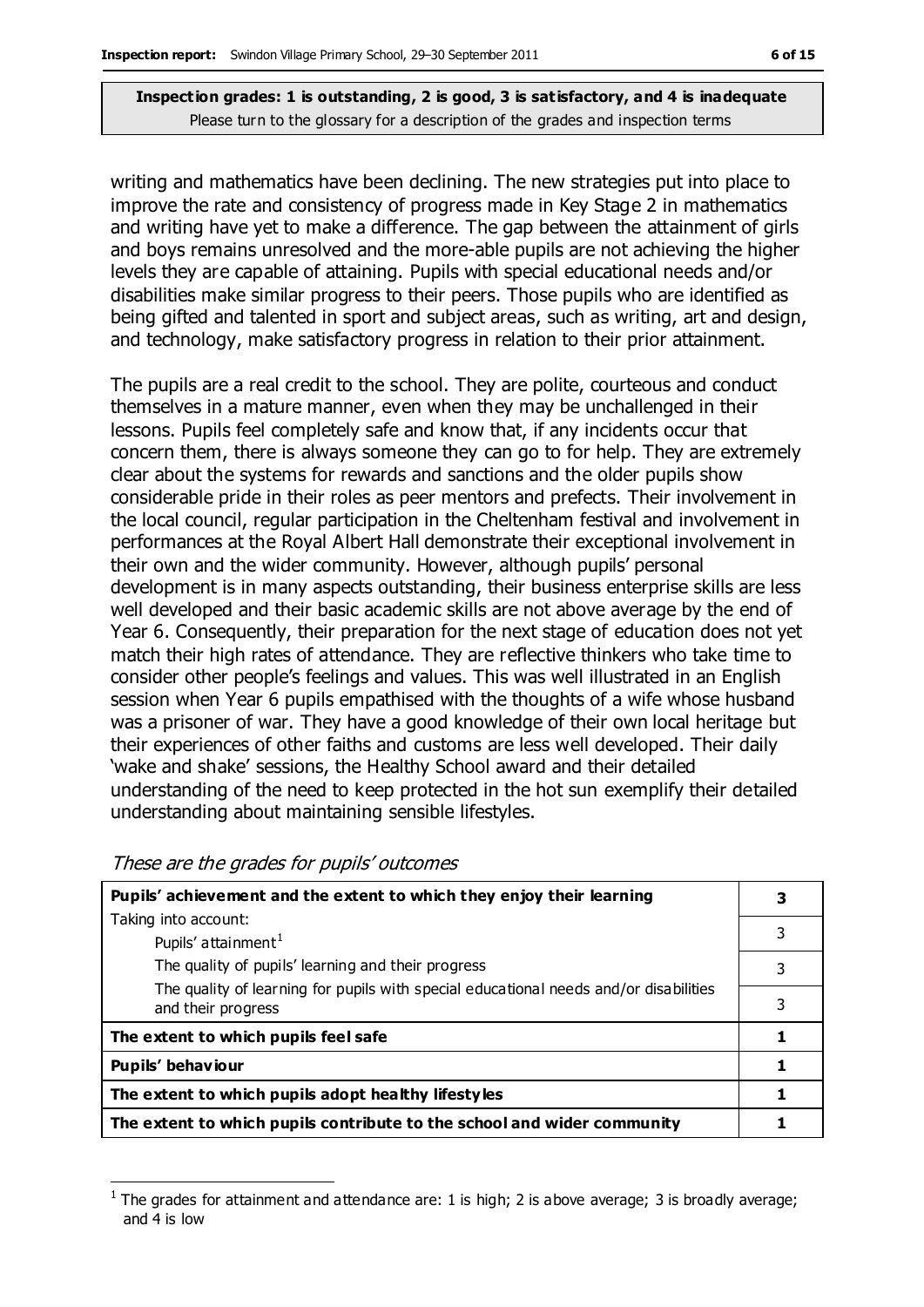**Inspection grades: 1 is outstanding, 2 is good, 3 is satisfactory, and 4 is inadequate**
Please turn to the glossary for a description of the grades and inspection terms

writing and mathematics have been declining. The new strategies put into place to improve the rate and consistency of progress made in Key Stage 2 in mathematics and writing have yet to make a difference. The gap between the attainment of girls and boys remains unresolved and the more-able pupils are not achieving the higher levels they are capable of attaining. Pupils with special educational needs and/or disabilities make similar progress to their peers. Those pupils who are identified as being gifted and talented in sport and subject areas, such as writing, art and design, and technology, make satisfactory progress in relation to their prior attainment.

The pupils are a real credit to the school. They are polite, courteous and conduct themselves in a mature manner, even when they may be unchallenged in their lessons. Pupils feel completely safe and know that, if any incidents occur that concern them, there is always someone they can go to for help. They are extremely clear about the systems for rewards and sanctions and the older pupils show considerable pride in their roles as peer mentors and prefects. Their involvement in the local council, regular participation in the Cheltenham festival and involvement in performances at the Royal Albert Hall demonstrate their exceptional involvement in their own and the wider community. However, although pupils' personal development is in many aspects outstanding, their business enterprise skills are less well developed and their basic academic skills are not above average by the end of Year 6. Consequently, their preparation for the next stage of education does not yet match their high rates of attendance. They are reflective thinkers who take time to consider other people's feelings and values. This was well illustrated in an English session when Year 6 pupils empathised with the thoughts of a wife whose husband was a prisoner of war. They have a good knowledge of their own local heritage but their experiences of other faiths and customs are less well developed. Their daily 'wake and shake' sessions, the Healthy School award and their detailed understanding of the need to keep protected in the hot sun exemplify their detailed understanding about maintaining sensible lifestyles.

*These are the grades for pupils' outcomes*

| | |
|---|---|
| **Pupils' achievement and the extent to which they enjoy their learning** | **3** |
| Taking into account: Pupils' attainment[1] | 3 |
| The quality of pupils' learning and their progress | 3 |
| The quality of learning for pupils with special educational needs and/or disabilities and their progress | 3 |
| **The extent to which pupils feel safe** | **1** |
| **Pupils' behaviour** | **1** |
| **The extent to which pupils adopt healthy lifestyles** | **1** |
| **The extent to which pupils contribute to the school and wider community** | **1** |

[1] The grades for attainment and attendance are: 1 is high; 2 is above average; 3 is broadly average; and 4 is low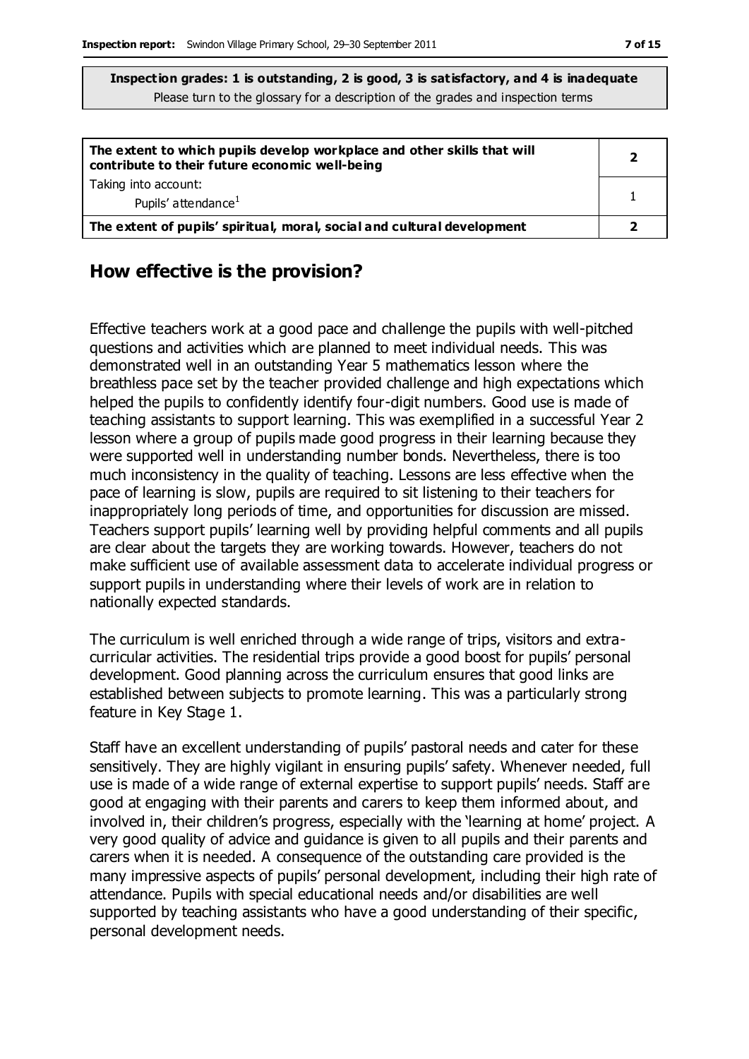**Inspection grades: 1 is outstanding, 2 is good, 3 is satisfactory, and 4 is inadequate**
Please turn to the glossary for a description of the grades and inspection terms

| | |
|---|---|
| **The extent to which pupils develop workplace and other skills that will contribute to their future economic well-being** | **2** |
| Taking into account: Pupils' attendance[1] | 1 |
| **The extent of pupils' spiritual, moral, social and cultural development** | **2** |

## How effective is the provision?

Effective teachers work at a good pace and challenge the pupils with well-pitched questions and activities which are planned to meet individual needs. This was demonstrated well in an outstanding Year 5 mathematics lesson where the breathless pace set by the teacher provided challenge and high expectations which helped the pupils to confidently identify four-digit numbers. Good use is made of teaching assistants to support learning. This was exemplified in a successful Year 2 lesson where a group of pupils made good progress in their learning because they were supported well in understanding number bonds. Nevertheless, there is too much inconsistency in the quality of teaching. Lessons are less effective when the pace of learning is slow, pupils are required to sit listening to their teachers for inappropriately long periods of time, and opportunities for discussion are missed. Teachers support pupils' learning well by providing helpful comments and all pupils are clear about the targets they are working towards. However, teachers do not make sufficient use of available assessment data to accelerate individual progress or support pupils in understanding where their levels of work are in relation to nationally expected standards.

The curriculum is well enriched through a wide range of trips, visitors and extra-curricular activities. The residential trips provide a good boost for pupils' personal development. Good planning across the curriculum ensures that good links are established between subjects to promote learning. This was a particularly strong feature in Key Stage 1.

Staff have an excellent understanding of pupils' pastoral needs and cater for these sensitively. They are highly vigilant in ensuring pupils' safety. Whenever needed, full use is made of a wide range of external expertise to support pupils' needs. Staff are good at engaging with their parents and carers to keep them informed about, and involved in, their children's progress, especially with the 'learning at home' project. A very good quality of advice and guidance is given to all pupils and their parents and carers when it is needed. A consequence of the outstanding care provided is the many impressive aspects of pupils' personal development, including their high rate of attendance. Pupils with special educational needs and/or disabilities are well supported by teaching assistants who have a good understanding of their specific, personal development needs.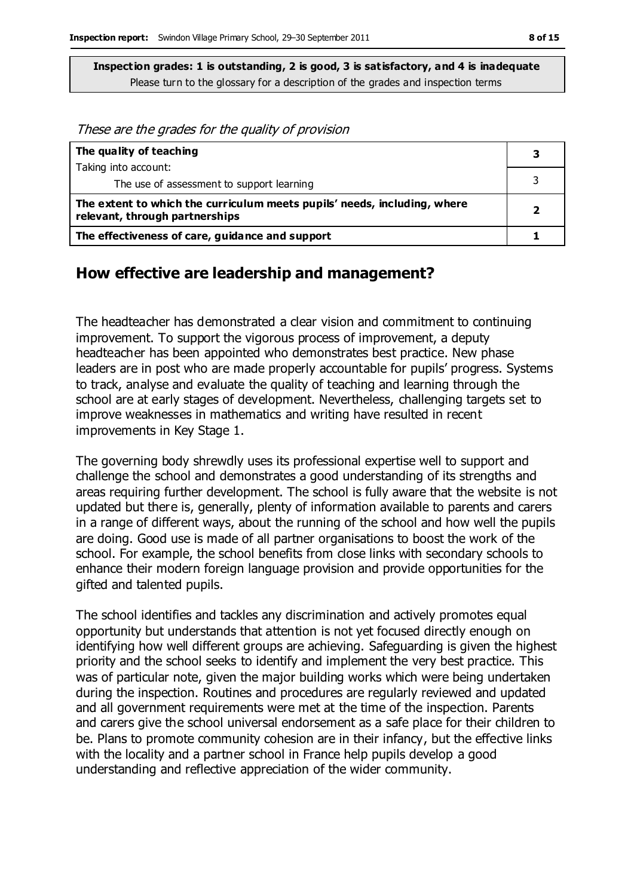**Inspection grades: 1 is outstanding, 2 is good, 3 is satisfactory, and 4 is inadequate**
Please turn to the glossary for a description of the grades and inspection terms

*These are the grades for the quality of provision*

| | |
|---|---|
| **The quality of teaching** | **3** |
| Taking into account: The use of assessment to support learning | 3 |
| **The extent to which the curriculum meets pupils' needs, including, where relevant, through partnerships** | **2** |
| **The effectiveness of care, guidance and support** | **1** |

## How effective are leadership and management?

The headteacher has demonstrated a clear vision and commitment to continuing improvement. To support the vigorous process of improvement, a deputy headteacher has been appointed who demonstrates best practice. New phase leaders are in post who are made properly accountable for pupils' progress. Systems to track, analyse and evaluate the quality of teaching and learning through the school are at early stages of development. Nevertheless, challenging targets set to improve weaknesses in mathematics and writing have resulted in recent improvements in Key Stage 1.

The governing body shrewdly uses its professional expertise well to support and challenge the school and demonstrates a good understanding of its strengths and areas requiring further development. The school is fully aware that the website is not updated but there is, generally, plenty of information available to parents and carers in a range of different ways, about the running of the school and how well the pupils are doing. Good use is made of all partner organisations to boost the work of the school. For example, the school benefits from close links with secondary schools to enhance their modern foreign language provision and provide opportunities for the gifted and talented pupils.

The school identifies and tackles any discrimination and actively promotes equal opportunity but understands that attention is not yet focused directly enough on identifying how well different groups are achieving. Safeguarding is given the highest priority and the school seeks to identify and implement the very best practice. This was of particular note, given the major building works which were being undertaken during the inspection. Routines and procedures are regularly reviewed and updated and all government requirements were met at the time of the inspection. Parents and carers give the school universal endorsement as a safe place for their children to be. Plans to promote community cohesion are in their infancy, but the effective links with the locality and a partner school in France help pupils develop a good understanding and reflective appreciation of the wider community.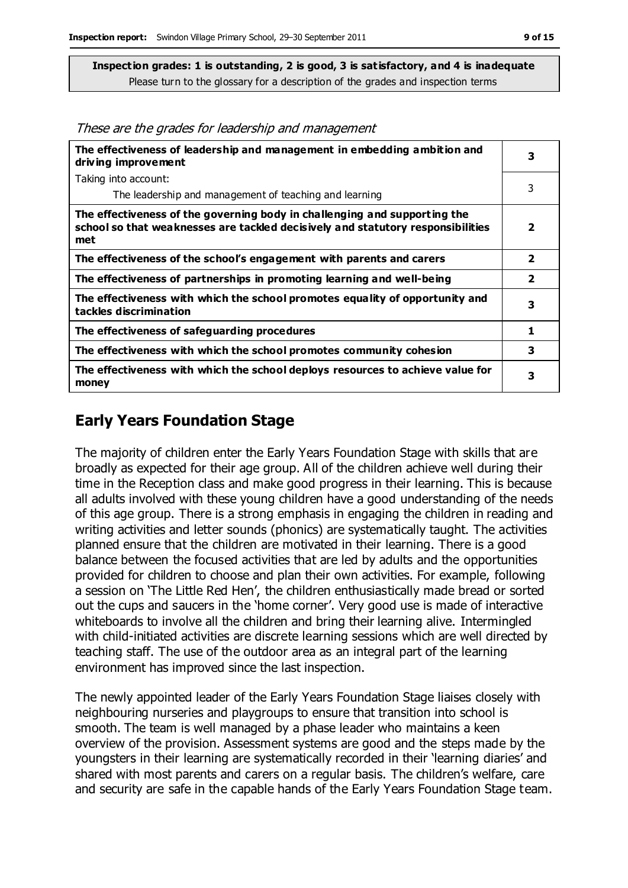**Inspection grades: 1 is outstanding, 2 is good, 3 is satisfactory, and 4 is inadequate**
Please turn to the glossary for a description of the grades and inspection terms

*These are the grades for leadership and management*

| | |
|---|---|
| **The effectiveness of leadership and management in embedding ambition and driving improvement** | **3** |
| Taking into account: The leadership and management of teaching and learning | 3 |
| **The effectiveness of the governing body in challenging and supporting the school so that weaknesses are tackled decisively and statutory responsibilities met** | **2** |
| **The effectiveness of the school's engagement with parents and carers** | **2** |
| **The effectiveness of partnerships in promoting learning and well-being** | **2** |
| **The effectiveness with which the school promotes equality of opportunity and tackles discrimination** | **3** |
| **The effectiveness of safeguarding procedures** | **1** |
| **The effectiveness with which the school promotes community cohesion** | **3** |
| **The effectiveness with which the school deploys resources to achieve value for money** | **3** |

## Early Years Foundation Stage

The majority of children enter the Early Years Foundation Stage with skills that are broadly as expected for their age group. All of the children achieve well during their time in the Reception class and make good progress in their learning. This is because all adults involved with these young children have a good understanding of the needs of this age group. There is a strong emphasis in engaging the children in reading and writing activities and letter sounds (phonics) are systematically taught. The activities planned ensure that the children are motivated in their learning. There is a good balance between the focused activities that are led by adults and the opportunities provided for children to choose and plan their own activities. For example, following a session on 'The Little Red Hen', the children enthusiastically made bread or sorted out the cups and saucers in the 'home corner'. Very good use is made of interactive whiteboards to involve all the children and bring their learning alive. Intermingled with child-initiated activities are discrete learning sessions which are well directed by teaching staff. The use of the outdoor area as an integral part of the learning environment has improved since the last inspection.

The newly appointed leader of the Early Years Foundation Stage liaises closely with neighbouring nurseries and playgroups to ensure that transition into school is smooth. The team is well managed by a phase leader who maintains a keen overview of the provision. Assessment systems are good and the steps made by the youngsters in their learning are systematically recorded in their 'learning diaries' and shared with most parents and carers on a regular basis. The children's welfare, care and security are safe in the capable hands of the Early Years Foundation Stage team.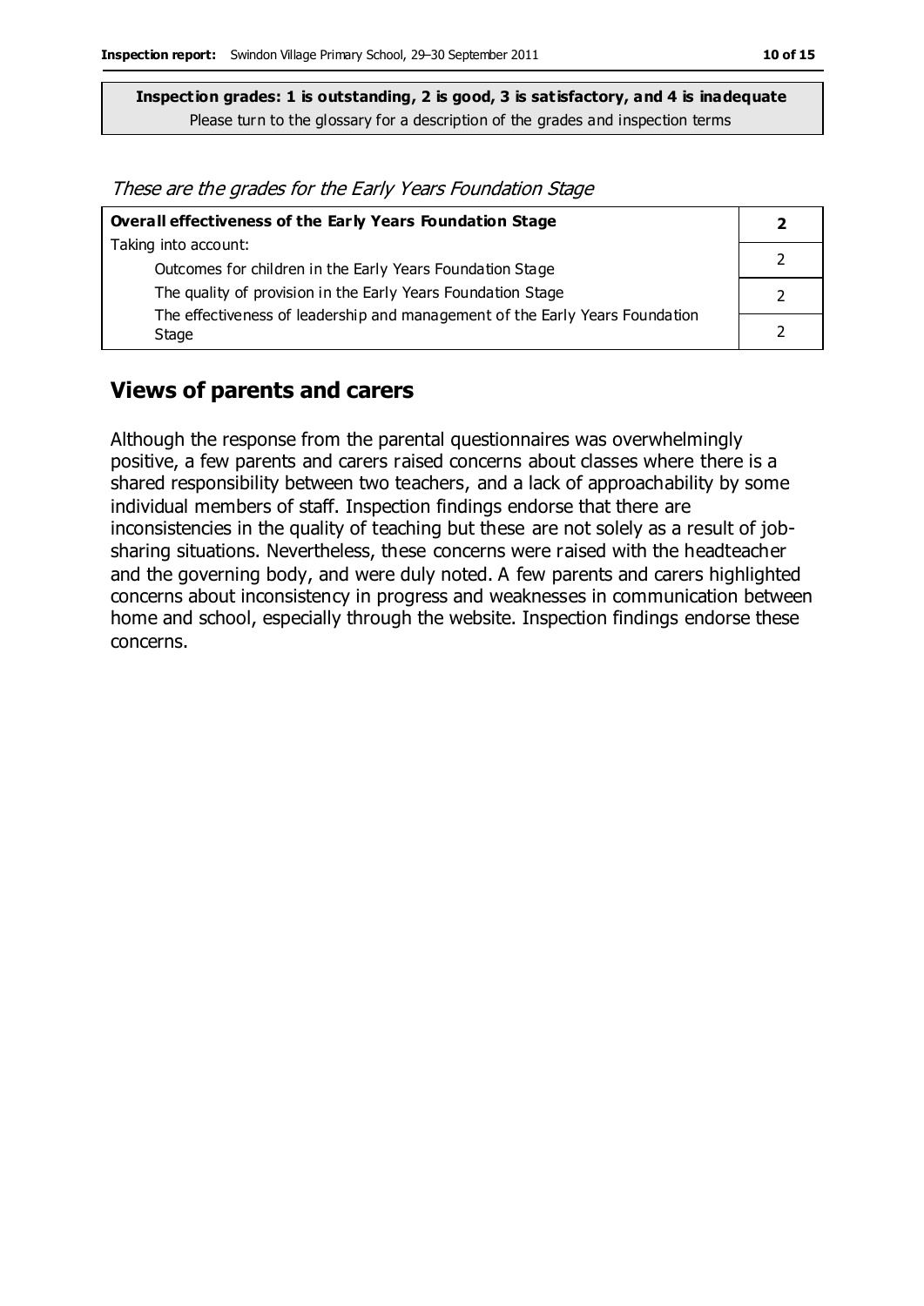**Inspection grades: 1 is outstanding, 2 is good, 3 is satisfactory, and 4 is inadequate**
Please turn to the glossary for a description of the grades and inspection terms

*These are the grades for the Early Years Foundation Stage*

| **Overall effectiveness of the Early Years Foundation Stage** | **2** |
|---|---|
| Taking into account: | |
| Outcomes for children in the Early Years Foundation Stage | 2 |
| The quality of provision in the Early Years Foundation Stage | 2 |
| The effectiveness of leadership and management of the Early Years Foundation Stage | 2 |

## Views of parents and carers

Although the response from the parental questionnaires was overwhelmingly positive, a few parents and carers raised concerns about classes where there is a shared responsibility between two teachers, and a lack of approachability by some individual members of staff. Inspection findings endorse that there are inconsistencies in the quality of teaching but these are not solely as a result of job-sharing situations. Nevertheless, these concerns were raised with the headteacher and the governing body, and were duly noted. A few parents and carers highlighted concerns about inconsistency in progress and weaknesses in communication between home and school, especially through the website. Inspection findings endorse these concerns.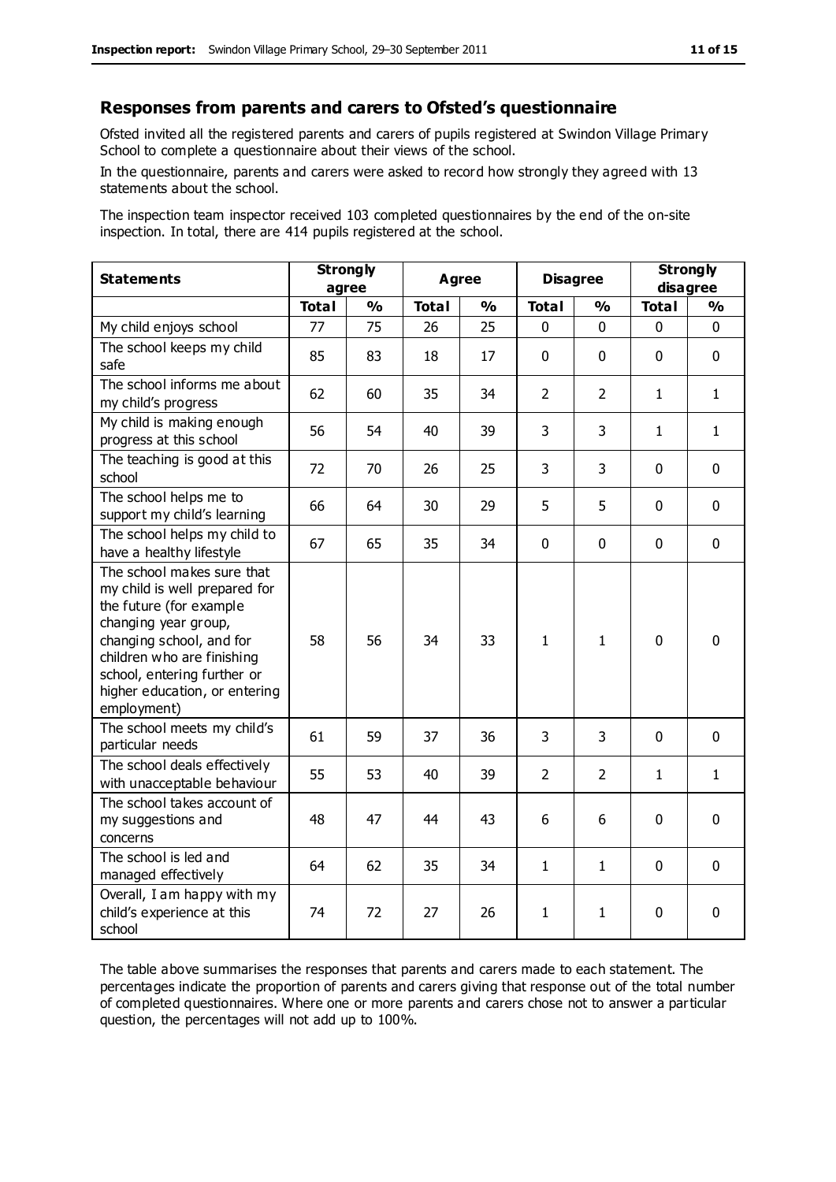## Responses from parents and carers to Ofsted's questionnaire

Ofsted invited all the registered parents and carers of pupils registered at Swindon Village Primary School to complete a questionnaire about their views of the school.

In the questionnaire, parents and carers were asked to record how strongly they agreed with 13 statements about the school.

The inspection team inspector received 103 completed questionnaires by the end of the on-site inspection. In total, there are 414 pupils registered at the school.

| Statements | Strongly agree | | Agree | | Disagree | | Strongly disagree | |
|---|---|---|---|---|---|---|---|---|
| | Total | % | Total | % | Total | % | Total | % |
| My child enjoys school | 77 | 75 | 26 | 25 | 0 | 0 | 0 | 0 |
| The school keeps my child safe | 85 | 83 | 18 | 17 | 0 | 0 | 0 | 0 |
| The school informs me about my child's progress | 62 | 60 | 35 | 34 | 2 | 2 | 1 | 1 |
| My child is making enough progress at this school | 56 | 54 | 40 | 39 | 3 | 3 | 1 | 1 |
| The teaching is good at this school | 72 | 70 | 26 | 25 | 3 | 3 | 0 | 0 |
| The school helps me to support my child's learning | 66 | 64 | 30 | 29 | 5 | 5 | 0 | 0 |
| The school helps my child to have a healthy lifestyle | 67 | 65 | 35 | 34 | 0 | 0 | 0 | 0 |
| The school makes sure that my child is well prepared for the future (for example changing year group, changing school, and for children who are finishing school, entering further or higher education, or entering employment) | 58 | 56 | 34 | 33 | 1 | 1 | 0 | 0 |
| The school meets my child's particular needs | 61 | 59 | 37 | 36 | 3 | 3 | 0 | 0 |
| The school deals effectively with unacceptable behaviour | 55 | 53 | 40 | 39 | 2 | 2 | 1 | 1 |
| The school takes account of my suggestions and concerns | 48 | 47 | 44 | 43 | 6 | 6 | 0 | 0 |
| The school is led and managed effectively | 64 | 62 | 35 | 34 | 1 | 1 | 0 | 0 |
| Overall, I am happy with my child's experience at this school | 74 | 72 | 27 | 26 | 1 | 1 | 0 | 0 |

The table above summarises the responses that parents and carers made to each statement. The percentages indicate the proportion of parents and carers giving that response out of the total number of completed questionnaires. Where one or more parents and carers chose not to answer a particular question, the percentages will not add up to 100%.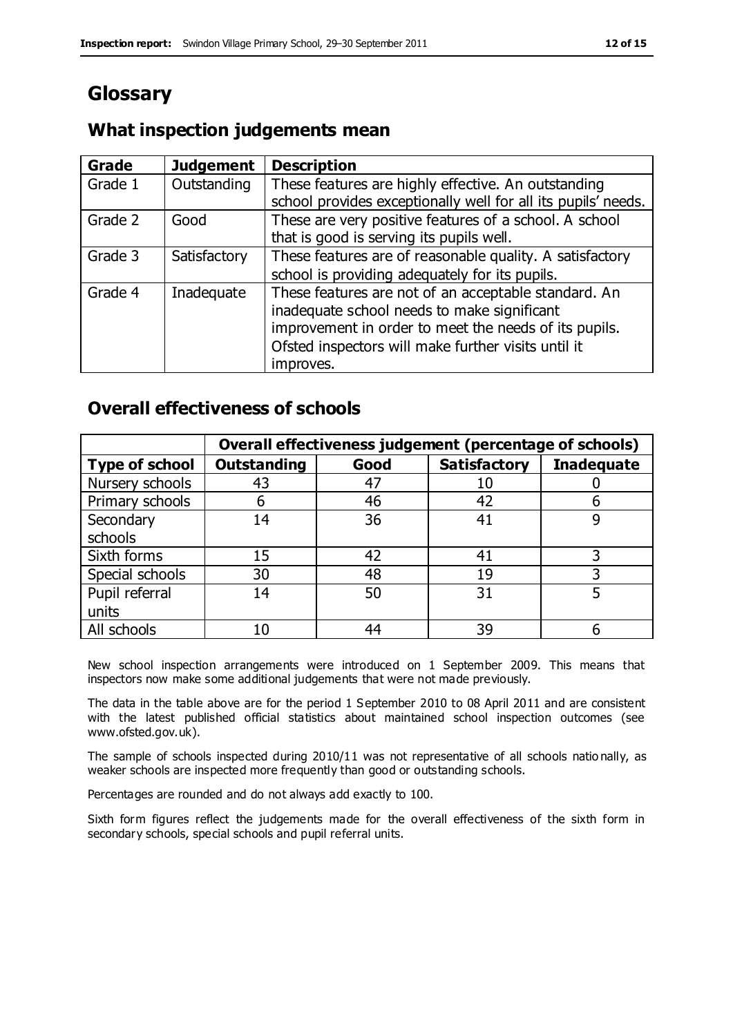# Glossary

## What inspection judgements mean

| Grade | Judgement | Description |
|---|---|---|
| Grade 1 | Outstanding | These features are highly effective. An outstanding school provides exceptionally well for all its pupils' needs. |
| Grade 2 | Good | These are very positive features of a school. A school that is good is serving its pupils well. |
| Grade 3 | Satisfactory | These features are of reasonable quality. A satisfactory school is providing adequately for its pupils. |
| Grade 4 | Inadequate | These features are not of an acceptable standard. An inadequate school needs to make significant improvement in order to meet the needs of its pupils. Ofsted inspectors will make further visits until it improves. |

## Overall effectiveness of schools

| | Overall effectiveness judgement (percentage of schools) | | | |
|---|---|---|---|---|
| **Type of school** | **Outstanding** | **Good** | **Satisfactory** | **Inadequate** |
| Nursery schools | 43 | 47 | 10 | 0 |
| Primary schools | 6 | 46 | 42 | 6 |
| Secondary schools | 14 | 36 | 41 | 9 |
| Sixth forms | 15 | 42 | 41 | 3 |
| Special schools | 30 | 48 | 19 | 3 |
| Pupil referral units | 14 | 50 | 31 | 5 |
| All schools | 10 | 44 | 39 | 6 |

New school inspection arrangements were introduced on 1 September 2009. This means that inspectors now make some additional judgements that were not made previously.

The data in the table above are for the period 1 September 2010 to 08 April 2011 and are consistent with the latest published official statistics about maintained school inspection outcomes (see www.ofsted.gov.uk).

The sample of schools inspected during 2010/11 was not representative of all schools nationally, as weaker schools are inspected more frequently than good or outstanding schools.

Percentages are rounded and do not always add exactly to 100.

Sixth form figures reflect the judgements made for the overall effectiveness of the sixth form in secondary schools, special schools and pupil referral units.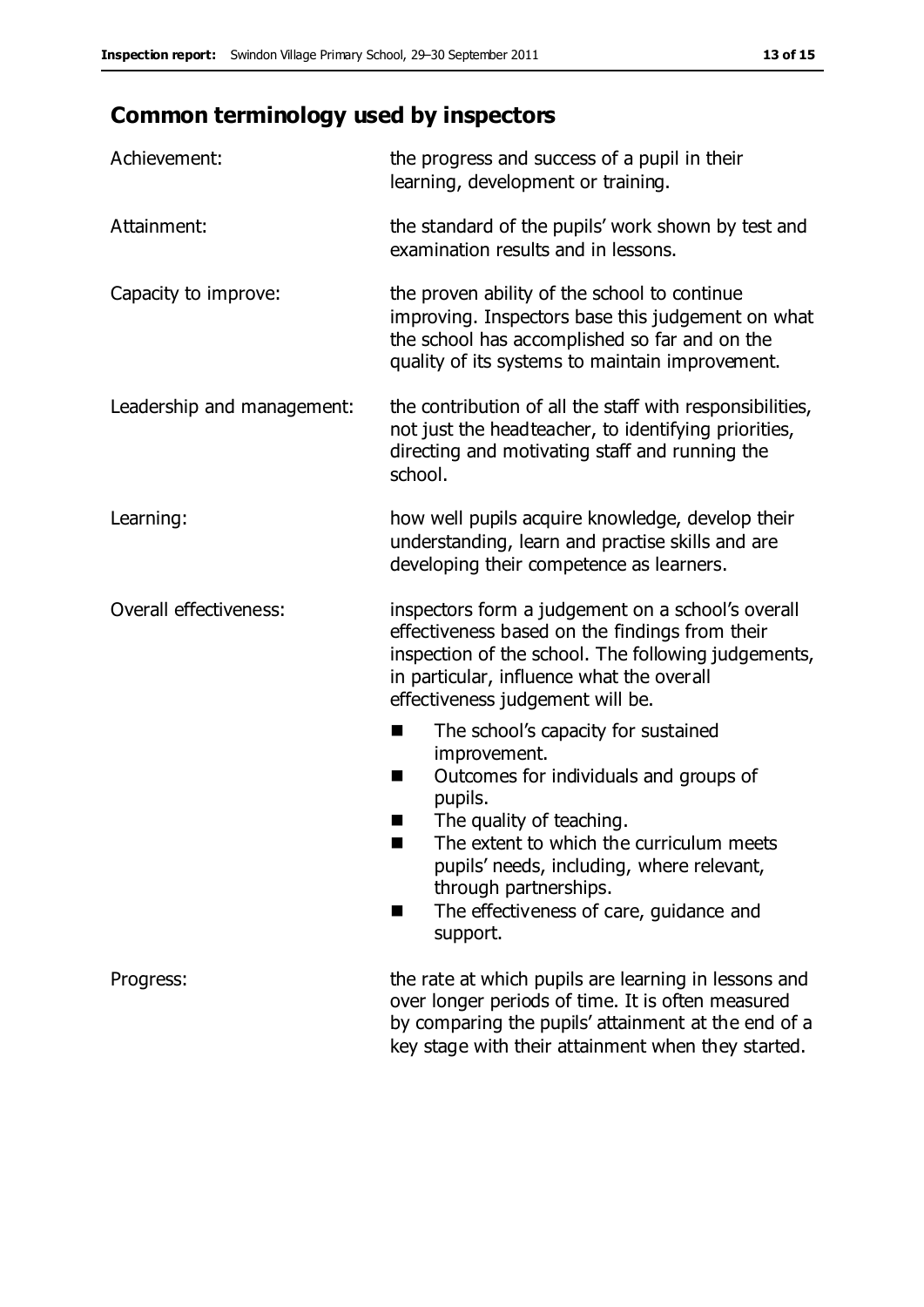## Common terminology used by inspectors

| | |
|---|---|
| Achievement: | the progress and success of a pupil in their learning, development or training. |
| Attainment: | the standard of the pupils' work shown by test and examination results and in lessons. |
| Capacity to improve: | the proven ability of the school to continue improving. Inspectors base this judgement on what the school has accomplished so far and on the quality of its systems to maintain improvement. |
| Leadership and management: | the contribution of all the staff with responsibilities, not just the headteacher, to identifying priorities, directing and motivating staff and running the school. |
| Learning: | how well pupils acquire knowledge, develop their understanding, learn and practise skills and are developing their competence as learners. |
| Overall effectiveness: | inspectors form a judgement on a school's overall effectiveness based on the findings from their inspection of the school. The following judgements, in particular, influence what the overall effectiveness judgement will be. <br> ■ The school's capacity for sustained improvement. <br> ■ Outcomes for individuals and groups of pupils. <br> ■ The quality of teaching. <br> ■ The extent to which the curriculum meets pupils' needs, including, where relevant, through partnerships. <br> ■ The effectiveness of care, guidance and support. |
| Progress: | the rate at which pupils are learning in lessons and over longer periods of time. It is often measured by comparing the pupils' attainment at the end of a key stage with their attainment when they started. |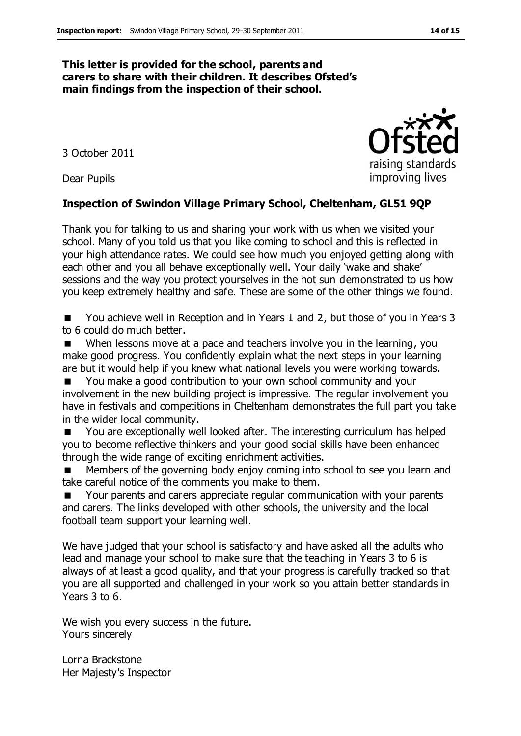**This letter is provided for the school, parents and carers to share with their children. It describes Ofsted's main findings from the inspection of their school.**

3 October 2011

Dear Pupils

**Inspection of Swindon Village Primary School, Cheltenham, GL51 9QP**

Thank you for talking to us and sharing your work with us when we visited your school. Many of you told us that you like coming to school and this is reflected in your high attendance rates. We could see how much you enjoyed getting along with each other and you all behave exceptionally well. Your daily 'wake and shake' sessions and the way you protect yourselves in the hot sun demonstrated to us how you keep extremely healthy and safe. These are some of the other things we found.

- You achieve well in Reception and in Years 1 and 2, but those of you in Years 3 to 6 could do much better.
- When lessons move at a pace and teachers involve you in the learning, you make good progress. You confidently explain what the next steps in your learning are but it would help if you knew what national levels you were working towards.
- You make a good contribution to your own school community and your involvement in the new building project is impressive. The regular involvement you have in festivals and competitions in Cheltenham demonstrates the full part you take in the wider local community.
- You are exceptionally well looked after. The interesting curriculum has helped you to become reflective thinkers and your good social skills have been enhanced through the wide range of exciting enrichment activities.
- Members of the governing body enjoy coming into school to see you learn and take careful notice of the comments you make to them.
- Your parents and carers appreciate regular communication with your parents and carers. The links developed with other schools, the university and the local football team support your learning well.

We have judged that your school is satisfactory and have asked all the adults who lead and manage your school to make sure that the teaching in Years 3 to 6 is always of at least a good quality, and that your progress is carefully tracked so that you are all supported and challenged in your work so you attain better standards in Years 3 to 6.

We wish you every success in the future.
Yours sincerely

Lorna Brackstone
Her Majesty's Inspector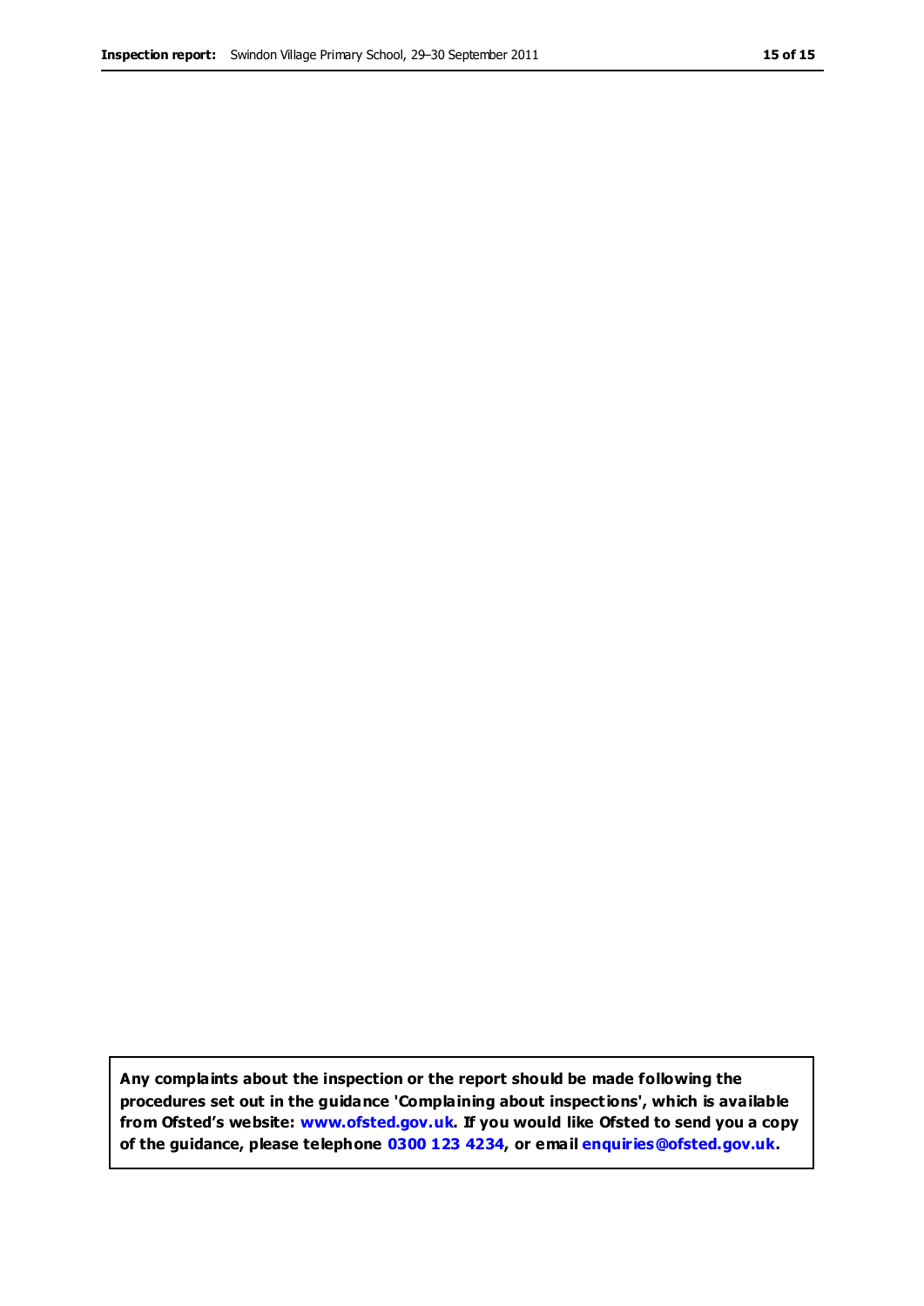**Any complaints about the inspection or the report should be made following the procedures set out in the guidance 'Complaining about inspections', which is available from Ofsted's website: www.ofsted.gov.uk. If you would like Ofsted to send you a copy of the guidance, please telephone 0300 123 4234, or email enquiries@ofsted.gov.uk.**